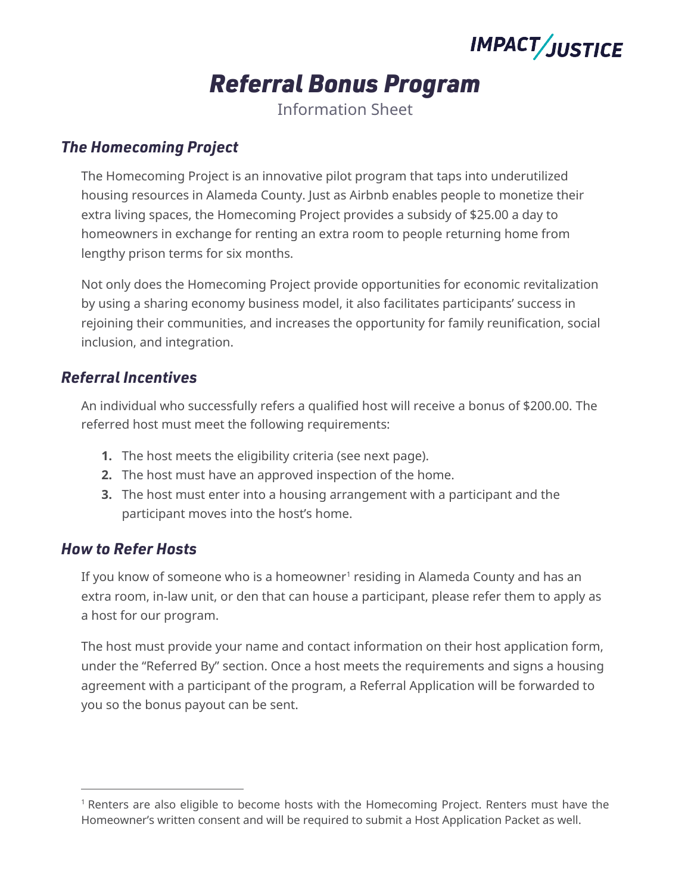IMPACT/JUSTICE

# Referral Bonus Program

Information Sheet

## The Homecoming Project

The Homecoming Project is an innovative pilot program that taps into underutilized housing resources in Alameda County. Just as Airbnb enables people to monetize their extra living spaces, the Homecoming Project provides a subsidy of $25.00 a day to homeowners in exchange for renting an extra room to people returning home from lengthy prison terms for six months.

Not only does the Homecoming Project provide opportunities for economic revitalization by using a sharing economy business model, it also facilitates participants' success in rejoining their communities, and increases the opportunity for family reunification, social inclusion, and integration.

## Referral Incentives

An individual who successfully refers a qualified host will receive a bonus of $200.00. The referred host must meet the following requirements:

1. The host meets the eligibility criteria (see next page).
2. The host must have an approved inspection of the home.
3. The host must enter into a housing arrangement with a participant and the participant moves into the host's home.

## How to Refer Hosts

If you know of someone who is a homeowner[1] residing in Alameda County and has an extra room, in-law unit, or den that can house a participant, please refer them to apply as a host for our program.

The host must provide your name and contact information on their host application form, under the "Referred By" section. Once a host meets the requirements and signs a housing agreement with a participant of the program, a Referral Application will be forwarded to you so the bonus payout can be sent.

---

[1] Renters are also eligible to become hosts with the Homecoming Project. Renters must have the Homeowner's written consent and will be required to submit a Host Application Packet as well.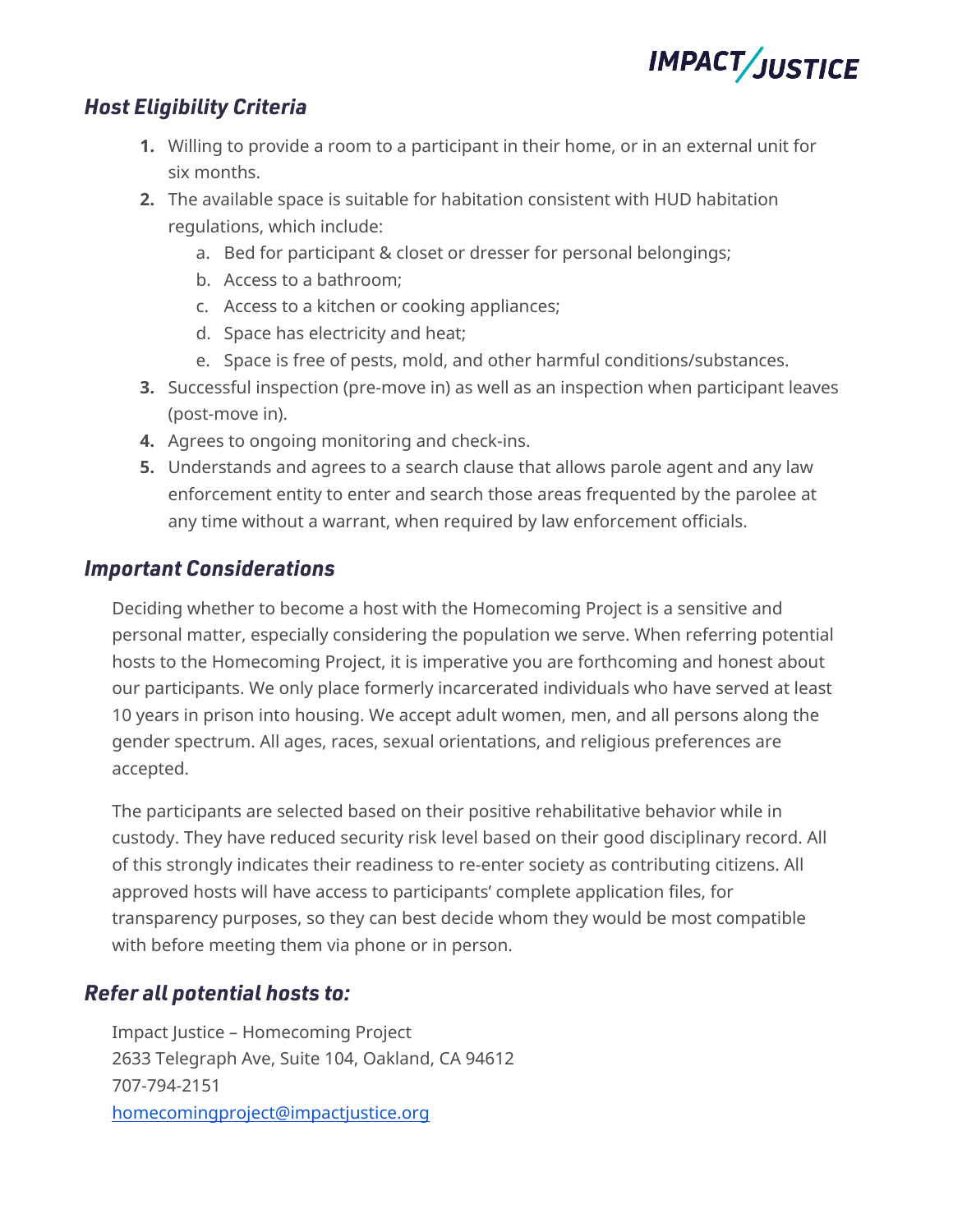## *Host Eligibility Criteria*

1. Willing to provide a room to a participant in their home, or in an external unit for six months.
2. The available space is suitable for habitation consistent with HUD habitation regulations, which include:
   a. Bed for participant & closet or dresser for personal belongings;
   b. Access to a bathroom;
   c. Access to a kitchen or cooking appliances;
   d. Space has electricity and heat;
   e. Space is free of pests, mold, and other harmful conditions/substances.
3. Successful inspection (pre-move in) as well as an inspection when participant leaves (post-move in).
4. Agrees to ongoing monitoring and check-ins.
5. Understands and agrees to a search clause that allows parole agent and any law enforcement entity to enter and search those areas frequented by the parolee at any time without a warrant, when required by law enforcement officials.

## *Important Considerations*

Deciding whether to become a host with the Homecoming Project is a sensitive and personal matter, especially considering the population we serve. When referring potential hosts to the Homecoming Project, it is imperative you are forthcoming and honest about our participants. We only place formerly incarcerated individuals who have served at least 10 years in prison into housing. We accept adult women, men, and all persons along the gender spectrum. All ages, races, sexual orientations, and religious preferences are accepted.

The participants are selected based on their positive rehabilitative behavior while in custody. They have reduced security risk level based on their good disciplinary record. All of this strongly indicates their readiness to re-enter society as contributing citizens. All approved hosts will have access to participants' complete application files, for transparency purposes, so they can best decide whom they would be most compatible with before meeting them via phone or in person.

## *Refer all potential hosts to:*

Impact Justice – Homecoming Project
2633 Telegraph Ave, Suite 104, Oakland, CA 94612
707-794-2151
homecomingproject@impactjustice.org